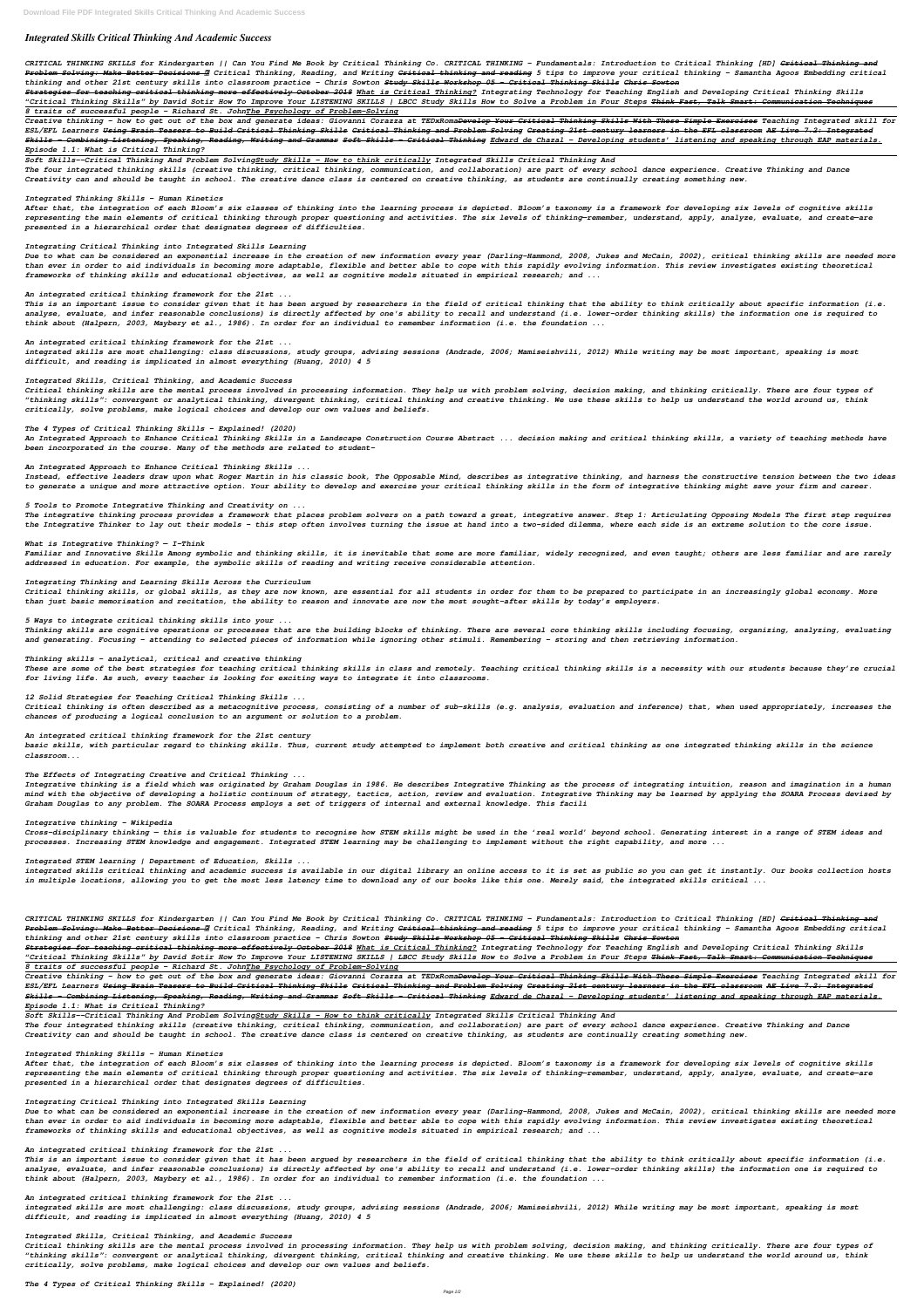# Integrated Skills Critical Thinking And Academic Success

***CRITICAL THINKING SKILLS for Kindergarten || Can You Find Me Book by Critical Thinking Co. CRITICAL THINKING - Fundamentals: Introduction to Critical Thinking [HD] ~~Critical Thinking and Problem Solving: Make Better Decisions~~ ✓ Critical Thinking, Reading, and Writing ~~Critical thinking and reading~~ 5 tips to improve your critical thinking - Samantha Agoos Embedding critical thinking and other 21st century skills into classroom practice - Chris Sowton ~~Study Skills Workshop 05 - Critical Thinking Skills Chris Sowton~~***

***~~Strategies for teaching critical thinking more effectively October 2018~~ What is Critical Thinking? Integrating Technology for Teaching English and Developing Critical Thinking Skills "Critical Thinking Skills" by David Sotir How To Improve Your LISTENING SKILLS | LBCC Study Skills How to Solve a Problem in Four Steps ~~Think Fast, Talk Smart: Communication Techniques~~***

***8 traits of successful people - Richard St. JohnThe Psychology of Problem-Solving***

***Creative thinking - how to get out of the box and generate ideas: Giovanni Corazza at TEDxRoma~~Develop Your Critical Thinking Skills With These Simple Exercises~~ Teaching Integrated skill for ESL/EFL Learners ~~Using Brain Teasers to Build Critical Thinking Skills~~ ~~Critical Thinking and Problem Solving~~ ~~Creating 21st century learners in the EFL classroom~~ ~~AE Live 7.2: Integrated Skills - Combining Listening, Speaking, Reading, Writing and Grammar~~ ~~Soft Skills - Critical Thinking~~ Edward de Chazal - Developing students' listening and speaking through EAP materials. Episode 1.1: What is Critical Thinking?***

***Soft Skills--Critical Thinking And Problem SolvingStudy Skills - How to think critically Integrated Skills Critical Thinking And***

***The four integrated thinking skills (creative thinking, critical thinking, communication, and collaboration) are part of every school dance experience. Creative Thinking and Dance Creativity can and should be taught in school. The creative dance class is centered on creative thinking, as students are continually creating something new.***

***Integrated Thinking Skills - Human Kinetics***

***After that, the integration of each Bloom's six classes of thinking into the learning process is depicted. Bloom's taxonomy is a framework for developing six levels of cognitive skills representing the main elements of critical thinking through proper questioning and activities. The six levels of thinking—remember, understand, apply, analyze, evaluate, and create—are presented in a hierarchical order that designates degrees of difficulties.***

***Integrating Critical Thinking into Integrated Skills Learning***

***Due to what can be considered an exponential increase in the creation of new information every year (Darling-Hammond, 2008, Jukes and McCain, 2002), critical thinking skills are needed more than ever in order to aid individuals in becoming more adaptable, flexible and better able to cope with this rapidly evolving information. This review investigates existing theoretical frameworks of thinking skills and educational objectives, as well as cognitive models situated in empirical research; and ...***

***An integrated critical thinking framework for the 21st ...***

***This is an important issue to consider given that it has been argued by researchers in the field of critical thinking that the ability to think critically about specific information (i.e. analyse, evaluate, and infer reasonable conclusions) is directly affected by one's ability to recall and understand (i.e. lower-order thinking skills) the information one is required to think about (Halpern, 2003, Maybery et al., 1986). In order for an individual to remember information (i.e. the foundation ...***

***An integrated critical thinking framework for the 21st ...***

***integrated skills are most challenging: class discussions, study groups, advising sessions (Andrade, 2006; Mamiseishvili, 2012) While writing may be most important, speaking is most difficult, and reading is implicated in almost everything (Huang, 2010) 4 5***

***Integrated Skills, Critical Thinking, and Academic Success***

***Critical thinking skills are the mental process involved in processing information. They help us with problem solving, decision making, and thinking critically. There are four types of "thinking skills": convergent or analytical thinking, divergent thinking, critical thinking and creative thinking. We use these skills to help us understand the world around us, think critically, solve problems, make logical choices and develop our own values and beliefs.***

***The 4 Types of Critical Thinking Skills - Explained! (2020)***

***An Integrated Approach to Enhance Critical Thinking Skills in a Landscape Construction Course Abstract ... decision making and critical thinking skills, a variety of teaching methods have been incorporated in the course. Many of the methods are related to student-***

***An Integrated Approach to Enhance Critical Thinking Skills ...***

***Instead, effective leaders draw upon what Roger Martin in his classic book, The Opposable Mind, describes as integrative thinking, and harness the constructive tension between the two ideas to generate a unique and more attractive option. Your ability to develop and exercise your critical thinking skills in the form of integrative thinking might save your firm and career.***

***5 Tools to Promote Integrative Thinking and Creativity on ...***

***The integrative thinking process provides a framework that places problem solvers on a path toward a great, integrative answer. Step 1: Articulating Opposing Models The first step requires the Integrative Thinker to lay out their models - this step often involves turning the issue at hand into a two-sided dilemma, where each side is an extreme solution to the core issue.***

***What is Integrative Thinking? — I-Think***

***Familiar and Innovative Skills Among symbolic and thinking skills, it is inevitable that some are more familiar, widely recognized, and even taught; others are less familiar and are rarely addressed in education. For example, the symbolic skills of reading and writing receive considerable attention.***

***Integrating Thinking and Learning Skills Across the Curriculum***

***Critical thinking skills, or global skills, as they are now known, are essential for all students in order for them to be prepared to participate in an increasingly global economy. More than just basic memorisation and recitation, the ability to reason and innovate are now the most sought-after skills by today's employers.***

***5 Ways to integrate critical thinking skills into your ...***

***Thinking skills are cognitive operations or processes that are the building blocks of thinking. There are several core thinking skills including focusing, organizing, analyzing, evaluating and generating. Focusing - attending to selected pieces of information while ignoring other stimuli. Remembering - storing and then retrieving information.***

***Thinking skills - analytical, critical and creative thinking***

***These are some of the best strategies for teaching critical thinking skills in class and remotely. Teaching critical thinking skills is a necessity with our students because they're crucial for living life. As such, every teacher is looking for exciting ways to integrate it into classrooms.***

***12 Solid Strategies for Teaching Critical Thinking Skills ...***

***Critical thinking is often described as a metacognitive process, consisting of a number of sub-skills (e.g. analysis, evaluation and inference) that, when used appropriately, increases the chances of producing a logical conclusion to an argument or solution to a problem.***

***An integrated critical thinking framework for the 21st century***

***basic skills, with particular regard to thinking skills. Thus, current study attempted to implement both creative and critical thinking as one integrated thinking skills in the science classroom...***

***The Effects of Integrating Creative and Critical Thinking ...***

***Integrative thinking is a field which was originated by Graham Douglas in 1986. He describes Integrative Thinking as the process of integrating intuition, reason and imagination in a human mind with the objective of developing a holistic continuum of strategy, tactics, action, review and evaluation. Integrative Thinking may be learned by applying the SOARA Process devised by Graham Douglas to any problem. The SOARA Process employs a set of triggers of internal and external knowledge. This facili***

***Integrative thinking - Wikipedia***

***Cross-disciplinary thinking — this is valuable for students to recognise how STEM skills might be used in the 'real world' beyond school. Generating interest in a range of STEM ideas and processes. Increasing STEM knowledge and engagement. Integrated STEM learning may be challenging to implement without the right capability, and more ...***

***Integrated STEM learning | Department of Education, Skills ...***

***integrated skills critical thinking and academic success is available in our digital library an online access to it is set as public so you can get it instantly. Our books collection hosts in multiple locations, allowing you to get the most less latency time to download any of our books like this one. Merely said, the integrated skills critical ...***

***CRITICAL THINKING SKILLS for Kindergarten || Can You Find Me Book by Critical Thinking Co. CRITICAL THINKING - Fundamentals: Introduction to Critical Thinking [HD] ~~Critical Thinking and Problem Solving: Make Better Decisions~~ ✓ Critical Thinking, Reading, and Writing ~~Critical thinking and reading~~ 5 tips to improve your critical thinking - Samantha Agoos Embedding critical thinking and other 21st century skills into classroom practice - Chris Sowton ~~Study Skills Workshop 05 - Critical Thinking Skills Chris Sowton~~***

***~~Strategies for teaching critical thinking more effectively October 2018~~ What is Critical Thinking? Integrating Technology for Teaching English and Developing Critical Thinking Skills "Critical Thinking Skills" by David Sotir How To Improve Your LISTENING SKILLS | LBCC Study Skills How to Solve a Problem in Four Steps ~~Think Fast, Talk Smart: Communication Techniques~~***

***8 traits of successful people - Richard St. JohnThe Psychology of Problem-Solving***

***Creative thinking - how to get out of the box and generate ideas: Giovanni Corazza at TEDxRoma~~Develop Your Critical Thinking Skills With These Simple Exercises~~ Teaching Integrated skill for ESL/EFL Learners ~~Using Brain Teasers to Build Critical Thinking Skills~~ ~~Critical Thinking and Problem Solving~~ ~~Creating 21st century learners in the EFL classroom~~ ~~AE Live 7.2: Integrated Skills - Combining Listening, Speaking, Reading, Writing and Grammar~~ ~~Soft Skills - Critical Thinking~~ Edward de Chazal - Developing students' listening and speaking through EAP materials. Episode 1.1: What is Critical Thinking?***

***Soft Skills--Critical Thinking And Problem SolvingStudy Skills - How to think critically Integrated Skills Critical Thinking And***

***The four integrated thinking skills (creative thinking, critical thinking, communication, and collaboration) are part of every school dance experience. Creative Thinking and Dance Creativity can and should be taught in school. The creative dance class is centered on creative thinking, as students are continually creating something new.***

***Integrated Thinking Skills - Human Kinetics***

***After that, the integration of each Bloom's six classes of thinking into the learning process is depicted. Bloom's taxonomy is a framework for developing six levels of cognitive skills representing the main elements of critical thinking through proper questioning and activities. The six levels of thinking—remember, understand, apply, analyze, evaluate, and create—are presented in a hierarchical order that designates degrees of difficulties.***

***Integrating Critical Thinking into Integrated Skills Learning***

***Due to what can be considered an exponential increase in the creation of new information every year (Darling-Hammond, 2008, Jukes and McCain, 2002), critical thinking skills are needed more than ever in order to aid individuals in becoming more adaptable, flexible and better able to cope with this rapidly evolving information. This review investigates existing theoretical frameworks of thinking skills and educational objectives, as well as cognitive models situated in empirical research; and ...***

***An integrated critical thinking framework for the 21st ...***

***This is an important issue to consider given that it has been argued by researchers in the field of critical thinking that the ability to think critically about specific information (i.e. analyse, evaluate, and infer reasonable conclusions) is directly affected by one's ability to recall and understand (i.e. lower-order thinking skills) the information one is required to think about (Halpern, 2003, Maybery et al., 1986). In order for an individual to remember information (i.e. the foundation ...***

***An integrated critical thinking framework for the 21st ...***

***integrated skills are most challenging: class discussions, study groups, advising sessions (Andrade, 2006; Mamiseishvili, 2012) While writing may be most important, speaking is most difficult, and reading is implicated in almost everything (Huang, 2010) 4 5***

***Integrated Skills, Critical Thinking, and Academic Success***

***Critical thinking skills are the mental process involved in processing information. They help us with problem solving, decision making, and thinking critically. There are four types of "thinking skills": convergent or analytical thinking, divergent thinking, critical thinking and creative thinking. We use these skills to help us understand the world around us, think critically, solve problems, make logical choices and develop our own values and beliefs.***

***The 4 Types of Critical Thinking Skills - Explained! (2020)***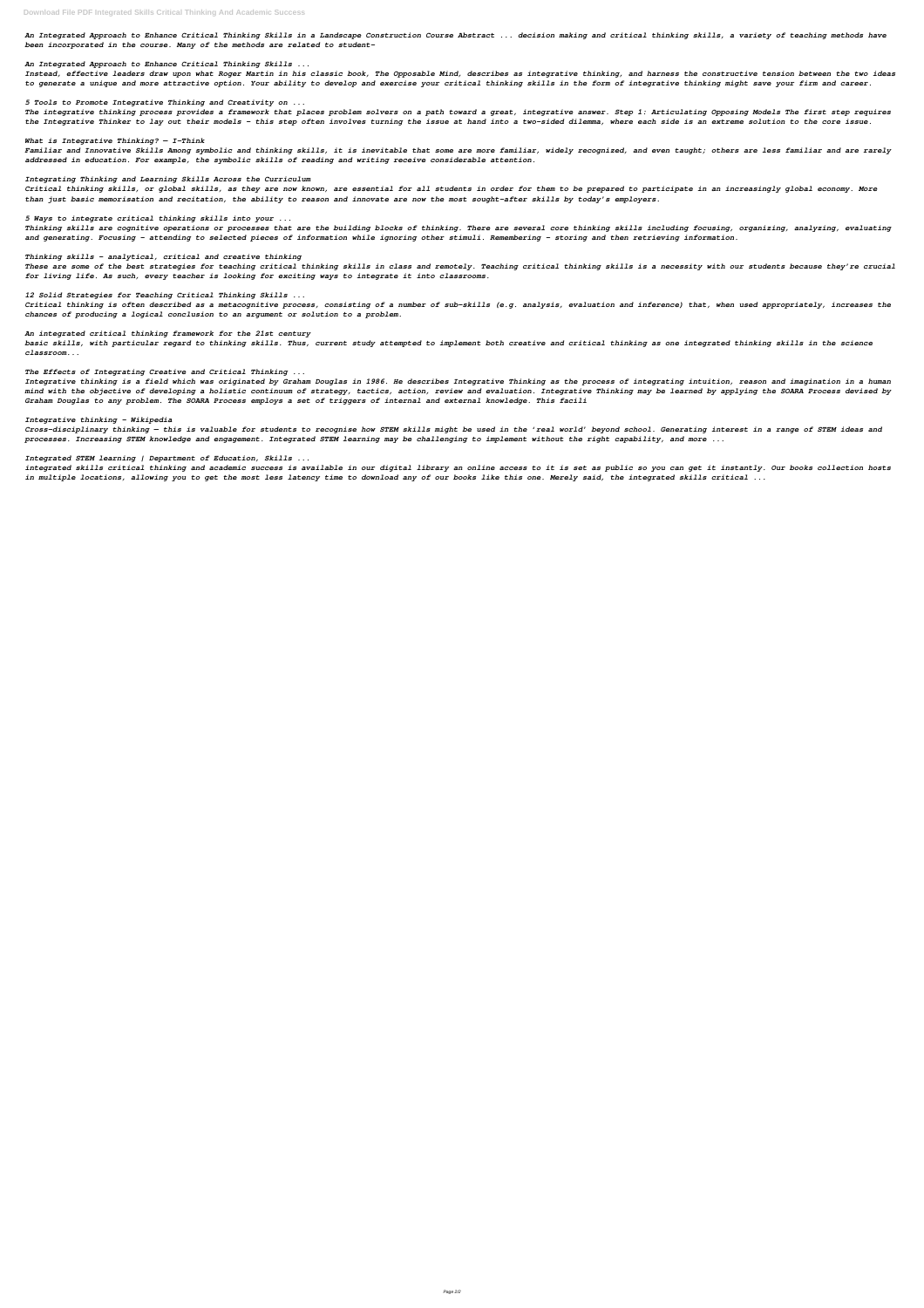*An Integrated Approach to Enhance Critical Thinking Skills in a Landscape Construction Course Abstract ... decision making and critical thinking skills, a variety of teaching methods have been incorporated in the course. Many of the methods are related to student-*

***An Integrated Approach to Enhance Critical Thinking Skills ...***

*Instead, effective leaders draw upon what Roger Martin in his classic book, The Opposable Mind, describes as integrative thinking, and harness the constructive tension between the two ideas to generate a unique and more attractive option. Your ability to develop and exercise your critical thinking skills in the form of integrative thinking might save your firm and career.*

***5 Tools to Promote Integrative Thinking and Creativity on ...***

*The integrative thinking process provides a framework that places problem solvers on a path toward a great, integrative answer. Step 1: Articulating Opposing Models The first step requires the Integrative Thinker to lay out their models – this step often involves turning the issue at hand into a two-sided dilemma, where each side is an extreme solution to the core issue.*

***What is Integrative Thinking? — I-Think***

*Familiar and Innovative Skills Among symbolic and thinking skills, it is inevitable that some are more familiar, widely recognized, and even taught; others are less familiar and are rarely addressed in education. For example, the symbolic skills of reading and writing receive considerable attention.*

***Integrating Thinking and Learning Skills Across the Curriculum***

*Critical thinking skills, or global skills, as they are now known, are essential for all students in order for them to be prepared to participate in an increasingly global economy. More than just basic memorisation and recitation, the ability to reason and innovate are now the most sought-after skills by today's employers.*

***5 Ways to integrate critical thinking skills into your ...***

*Thinking skills are cognitive operations or processes that are the building blocks of thinking. There are several core thinking skills including focusing, organizing, analyzing, evaluating and generating. Focusing – attending to selected pieces of information while ignoring other stimuli. Remembering – storing and then retrieving information.*

***Thinking skills - analytical, critical and creative thinking***

*These are some of the best strategies for teaching critical thinking skills in class and remotely. Teaching critical thinking skills is a necessity with our students because they're crucial for living life. As such, every teacher is looking for exciting ways to integrate it into classrooms.*

***12 Solid Strategies for Teaching Critical Thinking Skills ...***

*Critical thinking is often described as a metacognitive process, consisting of a number of sub-skills (e.g. analysis, evaluation and inference) that, when used appropriately, increases the chances of producing a logical conclusion to an argument or solution to a problem.*

***An integrated critical thinking framework for the 21st century***

*basic skills, with particular regard to thinking skills. Thus, current study attempted to implement both creative and critical thinking as one integrated thinking skills in the science classroom...*

***The Effects of Integrating Creative and Critical Thinking ...***

*Integrative thinking is a field which was originated by Graham Douglas in 1986. He describes Integrative Thinking as the process of integrating intuition, reason and imagination in a human mind with the objective of developing a holistic continuum of strategy, tactics, action, review and evaluation. Integrative Thinking may be learned by applying the SOARA Process devised by Graham Douglas to any problem. The SOARA Process employs a set of triggers of internal and external knowledge. This facili*

***Integrative thinking - Wikipedia***

*Cross-disciplinary thinking — this is valuable for students to recognise how STEM skills might be used in the 'real world' beyond school. Generating interest in a range of STEM ideas and processes. Increasing STEM knowledge and engagement. Integrated STEM learning may be challenging to implement without the right capability, and more ...*

***Integrated STEM learning | Department of Education, Skills ...***

*integrated skills critical thinking and academic success is available in our digital library an online access to it is set as public so you can get it instantly. Our books collection hosts in multiple locations, allowing you to get the most less latency time to download any of our books like this one. Merely said, the integrated skills critical ...*